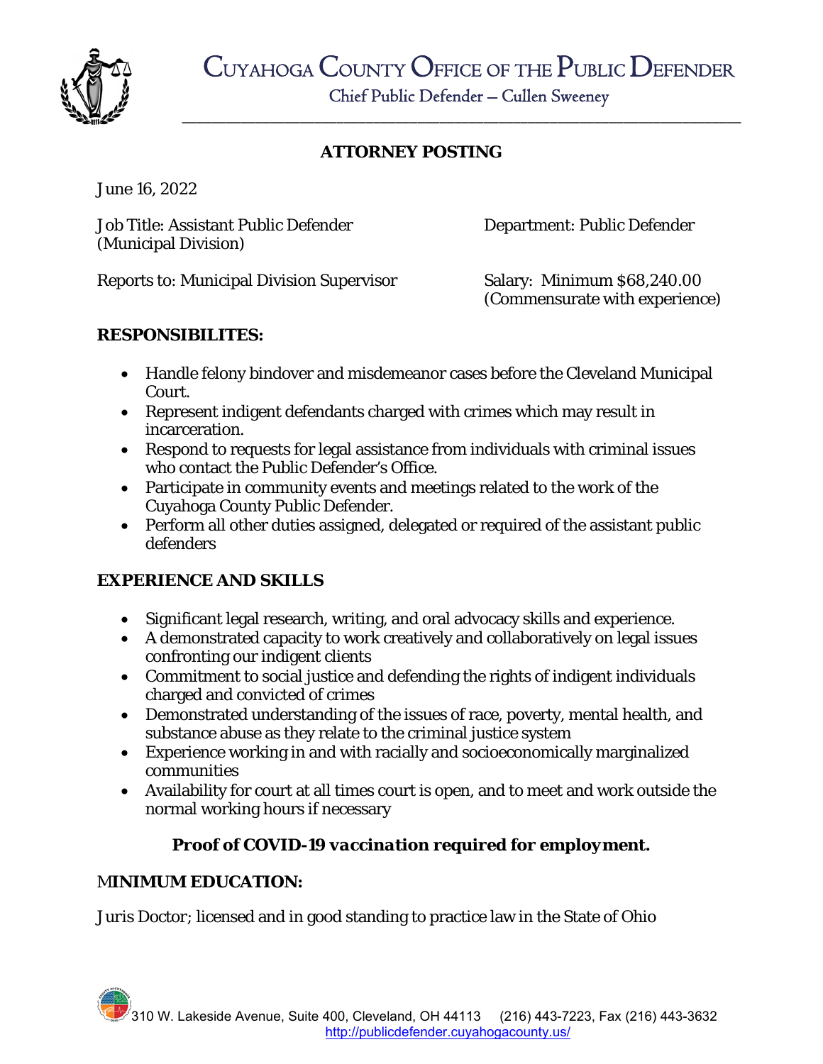# Cuyahoga County Office of the Public Defender

Chief Public Defender – Cullen Sweeney

## ATTORNEY POSTING

June 16, 2022

Job Title: Assistant Public Defender (Municipal Division)

Department: Public Defender

Reports to: Municipal Division Supervisor

Salary: Minimum $68,240.00 (Commensurate with experience)

### RESPONSIBILITES:

- Handle felony bindover and misdemeanor cases before the Cleveland Municipal Court.
- Represent indigent defendants charged with crimes which may result in incarceration.
- Respond to requests for legal assistance from individuals with criminal issues who contact the Public Defender's Office.
- Participate in community events and meetings related to the work of the Cuyahoga County Public Defender.
- Perform all other duties assigned, delegated or required of the assistant public defenders

### EXPERIENCE AND SKILLS

- Significant legal research, writing, and oral advocacy skills and experience.
- A demonstrated capacity to work creatively and collaboratively on legal issues confronting our indigent clients
- Commitment to social justice and defending the rights of indigent individuals charged and convicted of crimes
- Demonstrated understanding of the issues of race, poverty, mental health, and substance abuse as they relate to the criminal justice system
- Experience working in and with racially and socioeconomically marginalized communities
- Availability for court at all times court is open, and to meet and work outside the normal working hours if necessary

***Proof of COVID-19 vaccination required for employment.***

### MINIMUM EDUCATION:

Juris Doctor; licensed and in good standing to practice law in the State of Ohio

310 W. Lakeside Avenue, Suite 400, Cleveland, OH 44113 (216) 443-7223, Fax (216) 443-3632
http://publicdefender.cuyahogacounty.us/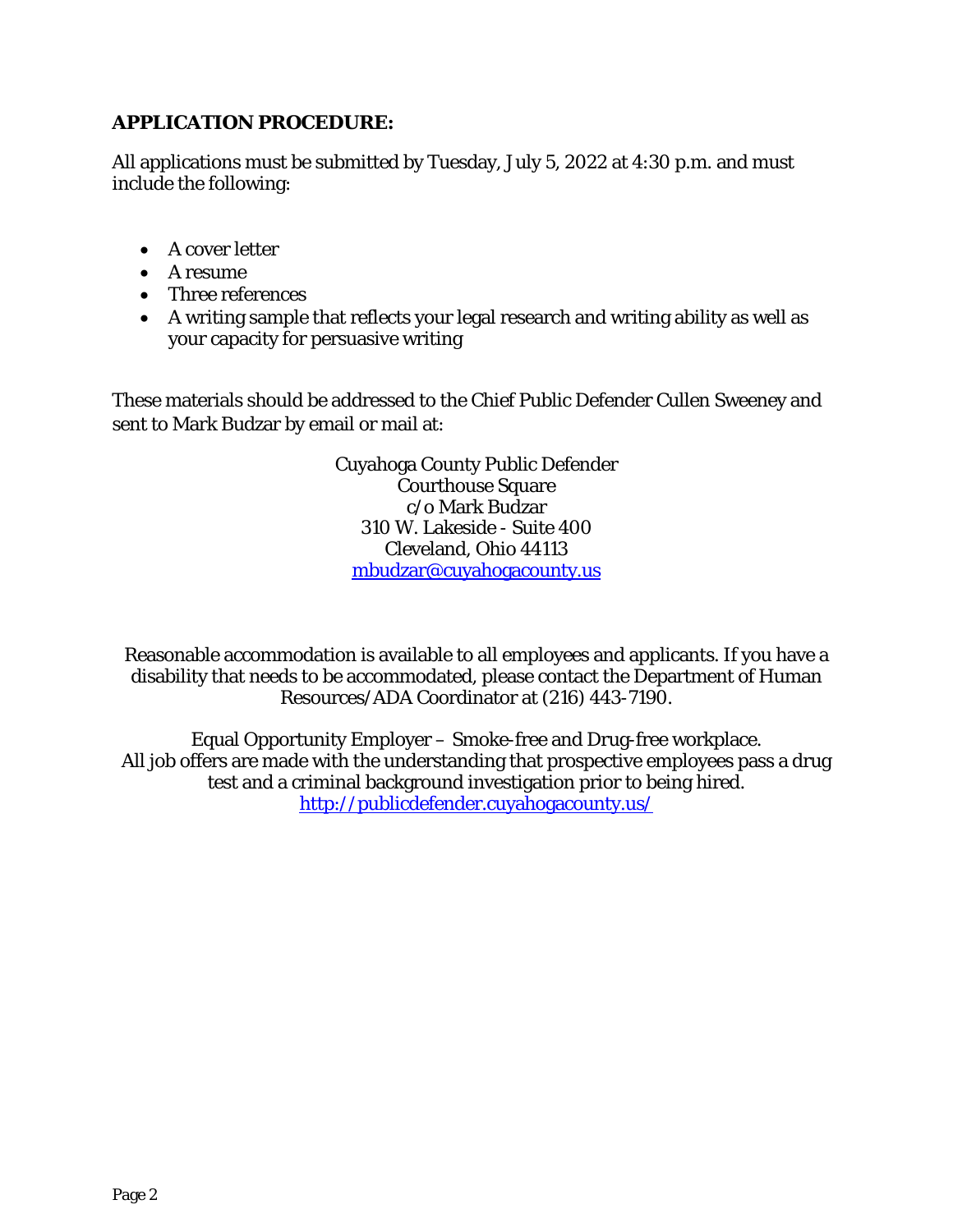## APPLICATION PROCEDURE:

All applications must be submitted by Tuesday, July 5, 2022 at 4:30 p.m. and must include the following:

- A cover letter
- A resume
- Three references
- A writing sample that reflects your legal research and writing ability as well as your capacity for persuasive writing

These materials should be addressed to the Chief Public Defender Cullen Sweeney and sent to Mark Budzar by email or mail at:

Cuyahoga County Public Defender
Courthouse Square
c/o Mark Budzar
310 W. Lakeside - Suite 400
Cleveland, Ohio 44113
[mbudzar@cuyahogacounty.us](mailto:mbudzar@cuyahogacounty.us)

Reasonable accommodation is available to all employees and applicants. If you have a disability that needs to be accommodated, please contact the Department of Human Resources/ADA Coordinator at (216) 443-7190.

Equal Opportunity Employer – Smoke-free and Drug-free workplace.
All job offers are made with the understanding that prospective employees pass a drug test and a criminal background investigation prior to being hired.
[http://publicdefender.cuyahogacounty.us/](http://publicdefender.cuyahogacounty.us/)